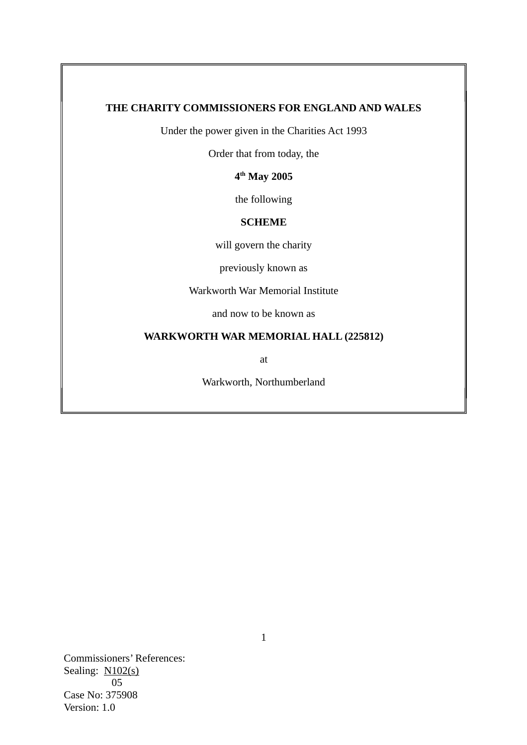**THE CHARITY COMMISSIONERS FOR ENGLAND AND WALES**

Under the power given in the Charities Act 1993

Order that from today, the

**4th May 2005**

the following

**SCHEME**

will govern the charity

previously known as

Warkworth War Memorial Institute

and now to be known as

**WARKWORTH WAR MEMORIAL HALL (225812)**

at

Warkworth, Northumberland

Commissioners' References:
Sealing: N102(s)
05
Case No: 375908
Version: 1.0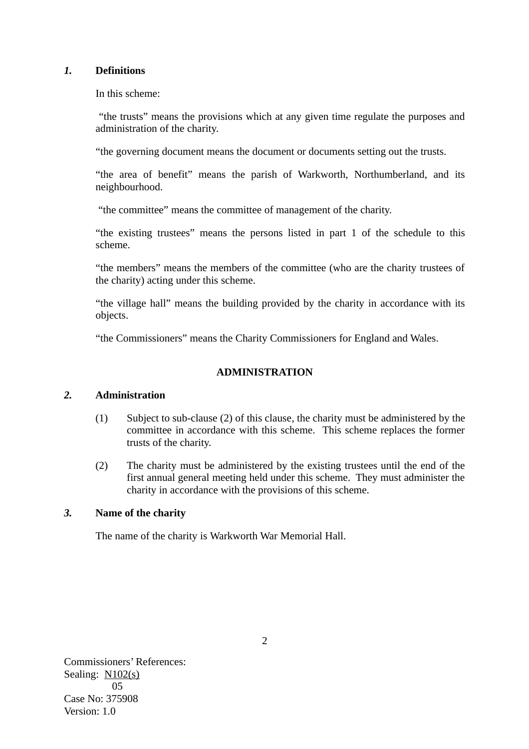***1.*** **Definitions**

In this scheme:

"the trusts" means the provisions which at any given time regulate the purposes and administration of the charity.

"the governing document means the document or documents setting out the trusts.

"the area of benefit" means the parish of Warkworth, Northumberland, and its neighbourhood.

"the committee" means the committee of management of the charity.

"the existing trustees" means the persons listed in part 1 of the schedule to this scheme.

"the members" means the members of the committee (who are the charity trustees of the charity) acting under this scheme.

"the village hall" means the building provided by the charity in accordance with its objects.

"the Commissioners" means the Charity Commissioners for England and Wales.

## ADMINISTRATION

***2.*** **Administration**

(1) Subject to sub-clause (2) of this clause, the charity must be administered by the committee in accordance with this scheme. This scheme replaces the former trusts of the charity.

(2) The charity must be administered by the existing trustees until the end of the first annual general meeting held under this scheme. They must administer the charity in accordance with the provisions of this scheme.

***3.*** **Name of the charity**

The name of the charity is Warkworth War Memorial Hall.

Commissioners' References:
Sealing: N102(s)
05
Case No: 375908
Version: 1.0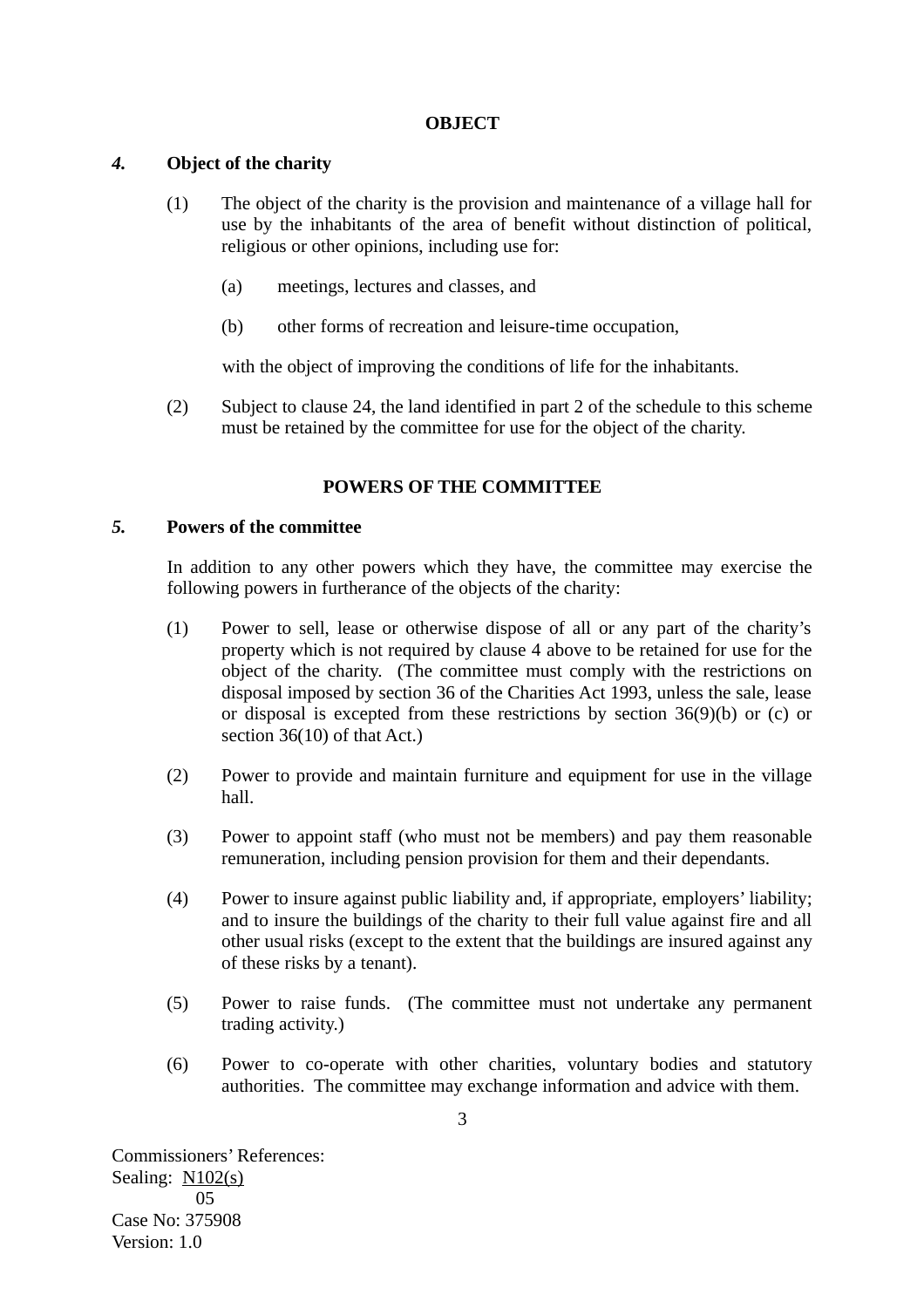## OBJECT

### *4.* Object of the charity

(1) The object of the charity is the provision and maintenance of a village hall for use by the inhabitants of the area of benefit without distinction of political, religious or other opinions, including use for:

(a) meetings, lectures and classes, and

(b) other forms of recreation and leisure-time occupation,

with the object of improving the conditions of life for the inhabitants.

(2) Subject to clause 24, the land identified in part 2 of the schedule to this scheme must be retained by the committee for use for the object of the charity.

## POWERS OF THE COMMITTEE

### *5.* Powers of the committee

In addition to any other powers which they have, the committee may exercise the following powers in furtherance of the objects of the charity:

(1) Power to sell, lease or otherwise dispose of all or any part of the charity's property which is not required by clause 4 above to be retained for use for the object of the charity. (The committee must comply with the restrictions on disposal imposed by section 36 of the Charities Act 1993, unless the sale, lease or disposal is excepted from these restrictions by section 36(9)(b) or (c) or section 36(10) of that Act.)

(2) Power to provide and maintain furniture and equipment for use in the village hall.

(3) Power to appoint staff (who must not be members) and pay them reasonable remuneration, including pension provision for them and their dependants.

(4) Power to insure against public liability and, if appropriate, employers' liability; and to insure the buildings of the charity to their full value against fire and all other usual risks (except to the extent that the buildings are insured against any of these risks by a tenant).

(5) Power to raise funds. (The committee must not undertake any permanent trading activity.)

(6) Power to co-operate with other charities, voluntary bodies and statutory authorities. The committee may exchange information and advice with them.

Commissioners' References:
Sealing: N102(s)
05
Case No: 375908
Version: 1.0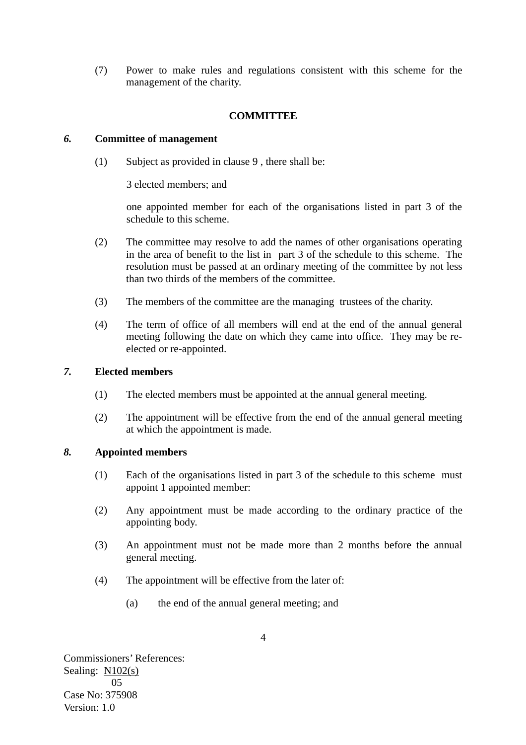(7) Power to make rules and regulations consistent with this scheme for the management of the charity.

## COMMITTEE

### *6.* Committee of management

(1) Subject as provided in clause 9 , there shall be:

3 elected members; and

one appointed member for each of the organisations listed in part 3 of the schedule to this scheme.

(2) The committee may resolve to add the names of other organisations operating in the area of benefit to the list in part 3 of the schedule to this scheme. The resolution must be passed at an ordinary meeting of the committee by not less than two thirds of the members of the committee.

(3) The members of the committee are the managing trustees of the charity.

(4) The term of office of all members will end at the end of the annual general meeting following the date on which they came into office. They may be re-elected or re-appointed.

### *7.* Elected members

(1) The elected members must be appointed at the annual general meeting.

(2) The appointment will be effective from the end of the annual general meeting at which the appointment is made.

### *8.* Appointed members

(1) Each of the organisations listed in part 3 of the schedule to this scheme must appoint 1 appointed member:

(2) Any appointment must be made according to the ordinary practice of the appointing body.

(3) An appointment must not be made more than 2 months before the annual general meeting.

(4) The appointment will be effective from the later of:

(a) the end of the annual general meeting; and

Commissioners' References:
Sealing: N102(s)
05
Case No: 375908
Version: 1.0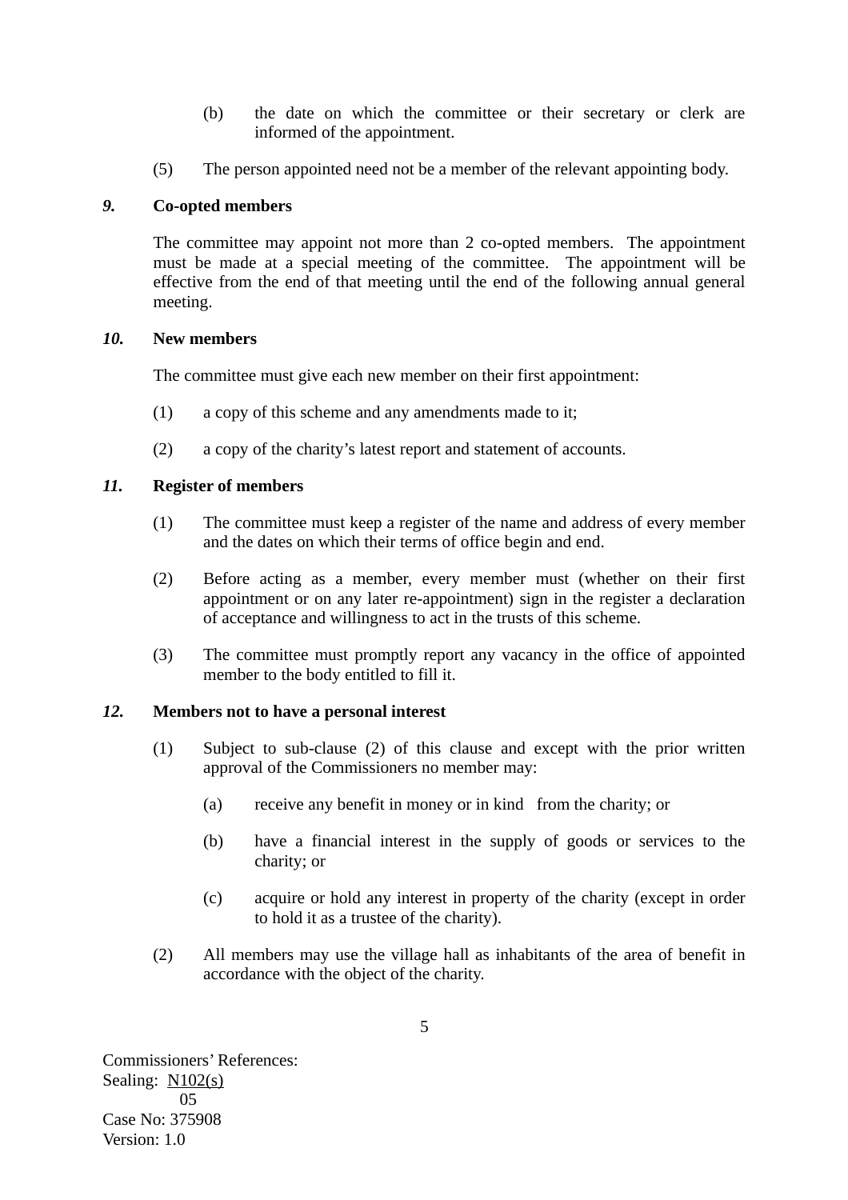(b) the date on which the committee or their secretary or clerk are informed of the appointment.

(5) The person appointed need not be a member of the relevant appointing body.

### *9.* Co-opted members

The committee may appoint not more than 2 co-opted members. The appointment must be made at a special meeting of the committee. The appointment will be effective from the end of that meeting until the end of the following annual general meeting.

### *10.* New members

The committee must give each new member on their first appointment:

(1) a copy of this scheme and any amendments made to it;

(2) a copy of the charity's latest report and statement of accounts.

### *11.* Register of members

(1) The committee must keep a register of the name and address of every member and the dates on which their terms of office begin and end.

(2) Before acting as a member, every member must (whether on their first appointment or on any later re-appointment) sign in the register a declaration of acceptance and willingness to act in the trusts of this scheme.

(3) The committee must promptly report any vacancy in the office of appointed member to the body entitled to fill it.

### *12.* Members not to have a personal interest

(1) Subject to sub-clause (2) of this clause and except with the prior written approval of the Commissioners no member may:

- (a) receive any benefit in money or in kind from the charity; or
- (b) have a financial interest in the supply of goods or services to the charity; or
- (c) acquire or hold any interest in property of the charity (except in order to hold it as a trustee of the charity).

(2) All members may use the village hall as inhabitants of the area of benefit in accordance with the object of the charity.

Commissioners' References:
Sealing: N102(s)
05
Case No: 375908
Version: 1.0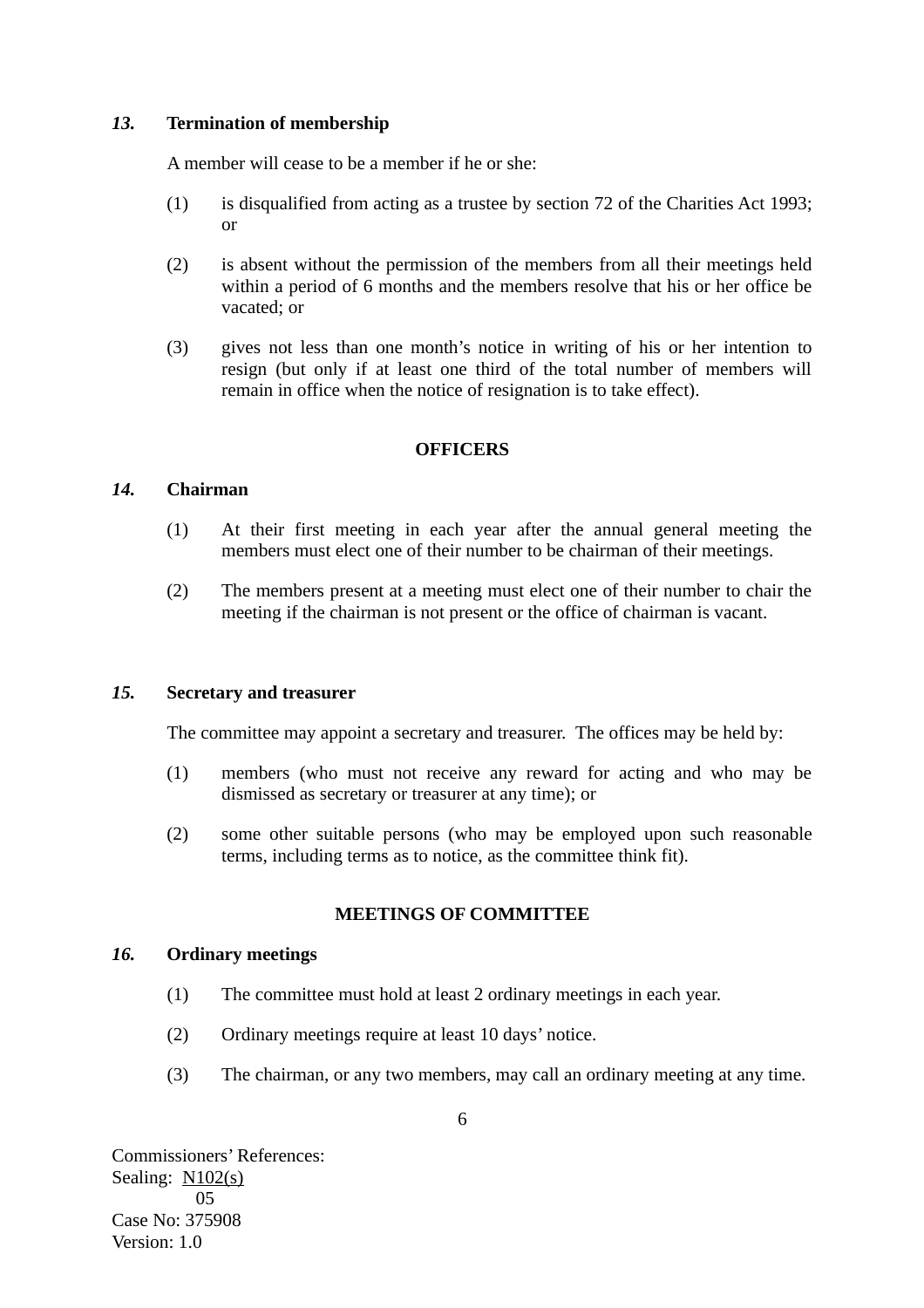***13.*** **Termination of membership**

A member will cease to be a member if he or she:

(1) is disqualified from acting as a trustee by section 72 of the Charities Act 1993; or

(2) is absent without the permission of the members from all their meetings held within a period of 6 months and the members resolve that his or her office be vacated; or

(3) gives not less than one month's notice in writing of his or her intention to resign (but only if at least one third of the total number of members will remain in office when the notice of resignation is to take effect).

## OFFICERS

***14.*** **Chairman**

(1) At their first meeting in each year after the annual general meeting the members must elect one of their number to be chairman of their meetings.

(2) The members present at a meeting must elect one of their number to chair the meeting if the chairman is not present or the office of chairman is vacant.

***15.*** **Secretary and treasurer**

The committee may appoint a secretary and treasurer. The offices may be held by:

(1) members (who must not receive any reward for acting and who may be dismissed as secretary or treasurer at any time); or

(2) some other suitable persons (who may be employed upon such reasonable terms, including terms as to notice, as the committee think fit).

## MEETINGS OF COMMITTEE

***16.*** **Ordinary meetings**

(1) The committee must hold at least 2 ordinary meetings in each year.

(2) Ordinary meetings require at least 10 days' notice.

(3) The chairman, or any two members, may call an ordinary meeting at any time.

Commissioners' References:
Sealing: N102(s)
05
Case No: 375908
Version: 1.0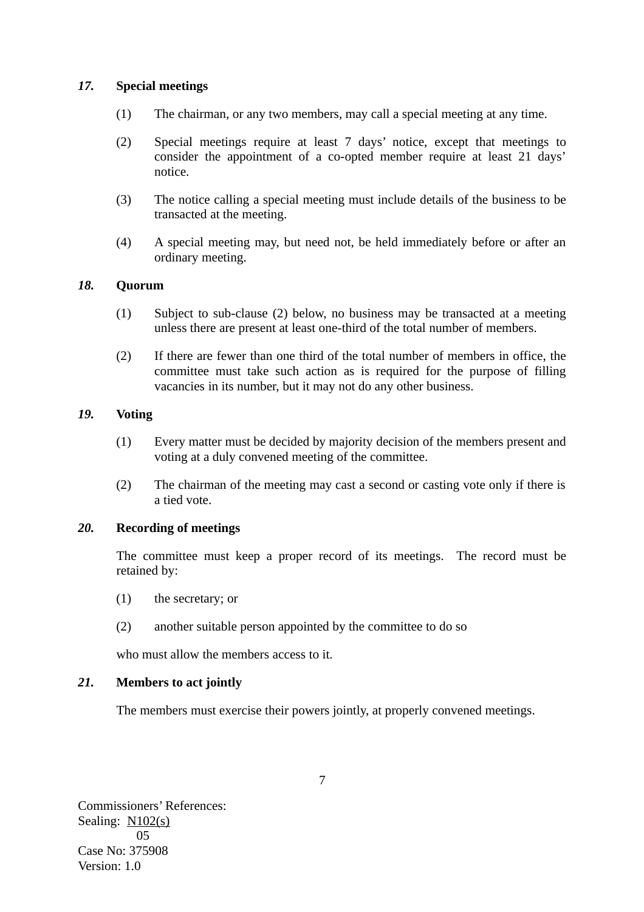***17.*** **Special meetings**

(1) The chairman, or any two members, may call a special meeting at any time.

(2) Special meetings require at least 7 days' notice, except that meetings to consider the appointment of a co-opted member require at least 21 days' notice.

(3) The notice calling a special meeting must include details of the business to be transacted at the meeting.

(4) A special meeting may, but need not, be held immediately before or after an ordinary meeting.

***18.*** **Quorum**

(1) Subject to sub-clause (2) below, no business may be transacted at a meeting unless there are present at least one-third of the total number of members.

(2) If there are fewer than one third of the total number of members in office, the committee must take such action as is required for the purpose of filling vacancies in its number, but it may not do any other business.

***19.*** **Voting**

(1) Every matter must be decided by majority decision of the members present and voting at a duly convened meeting of the committee.

(2) The chairman of the meeting may cast a second or casting vote only if there is a tied vote.

***20.*** **Recording of meetings**

The committee must keep a proper record of its meetings. The record must be retained by:

(1) the secretary; or

(2) another suitable person appointed by the committee to do so

who must allow the members access to it.

***21.*** **Members to act jointly**

The members must exercise their powers jointly, at properly convened meetings.

Commissioners' References:
Sealing: N102(s)
05
Case No: 375908
Version: 1.0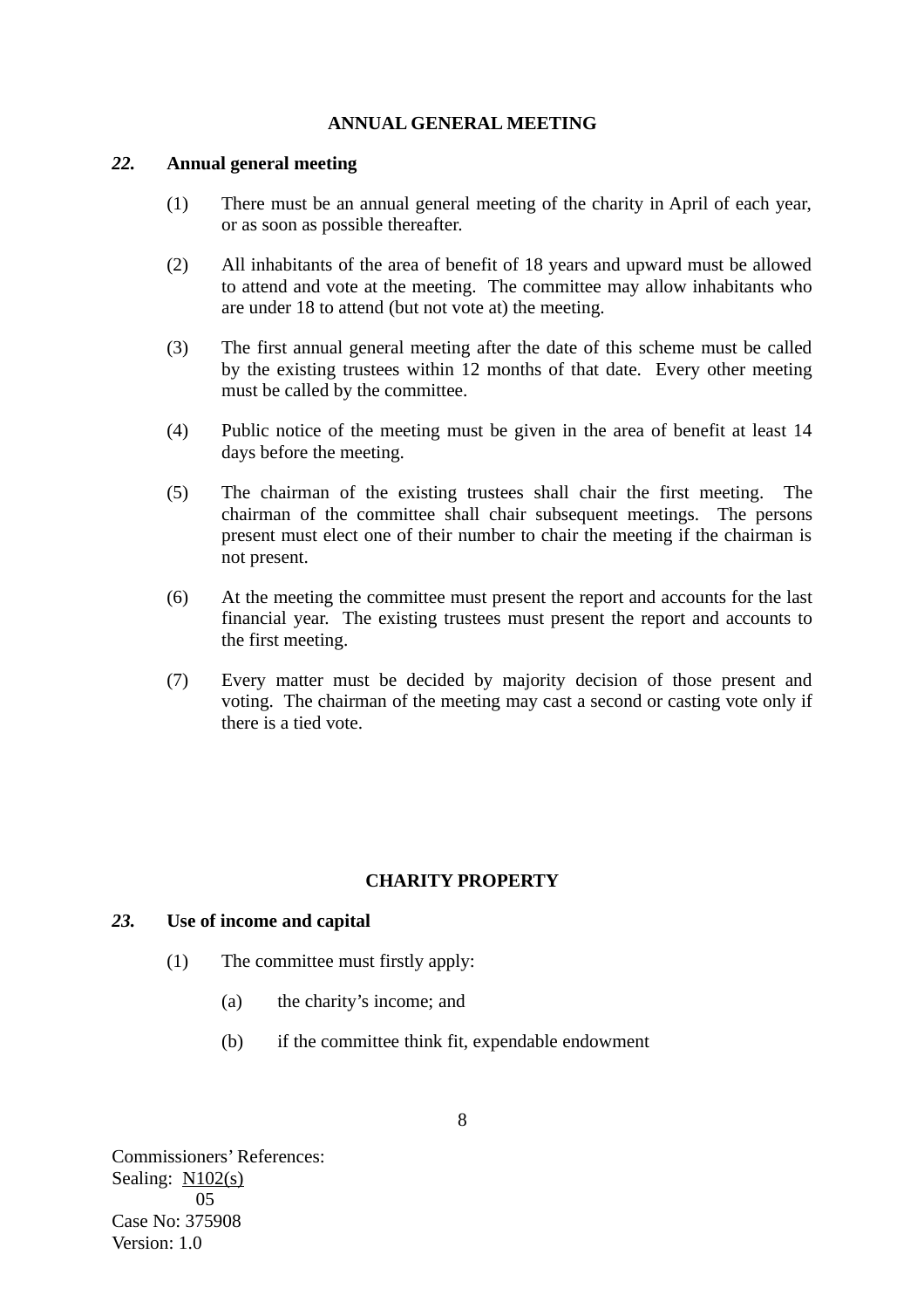## ANNUAL GENERAL MEETING

### *22.* Annual general meeting

(1) There must be an annual general meeting of the charity in April of each year, or as soon as possible thereafter.

(2) All inhabitants of the area of benefit of 18 years and upward must be allowed to attend and vote at the meeting. The committee may allow inhabitants who are under 18 to attend (but not vote at) the meeting.

(3) The first annual general meeting after the date of this scheme must be called by the existing trustees within 12 months of that date. Every other meeting must be called by the committee.

(4) Public notice of the meeting must be given in the area of benefit at least 14 days before the meeting.

(5) The chairman of the existing trustees shall chair the first meeting. The chairman of the committee shall chair subsequent meetings. The persons present must elect one of their number to chair the meeting if the chairman is not present.

(6) At the meeting the committee must present the report and accounts for the last financial year. The existing trustees must present the report and accounts to the first meeting.

(7) Every matter must be decided by majority decision of those present and voting. The chairman of the meeting may cast a second or casting vote only if there is a tied vote.

## CHARITY PROPERTY

### *23.* Use of income and capital

(1) The committee must firstly apply:

(a) the charity's income; and

(b) if the committee think fit, expendable endowment

Commissioners' References:
Sealing: N102(s)
05
Case No: 375908
Version: 1.0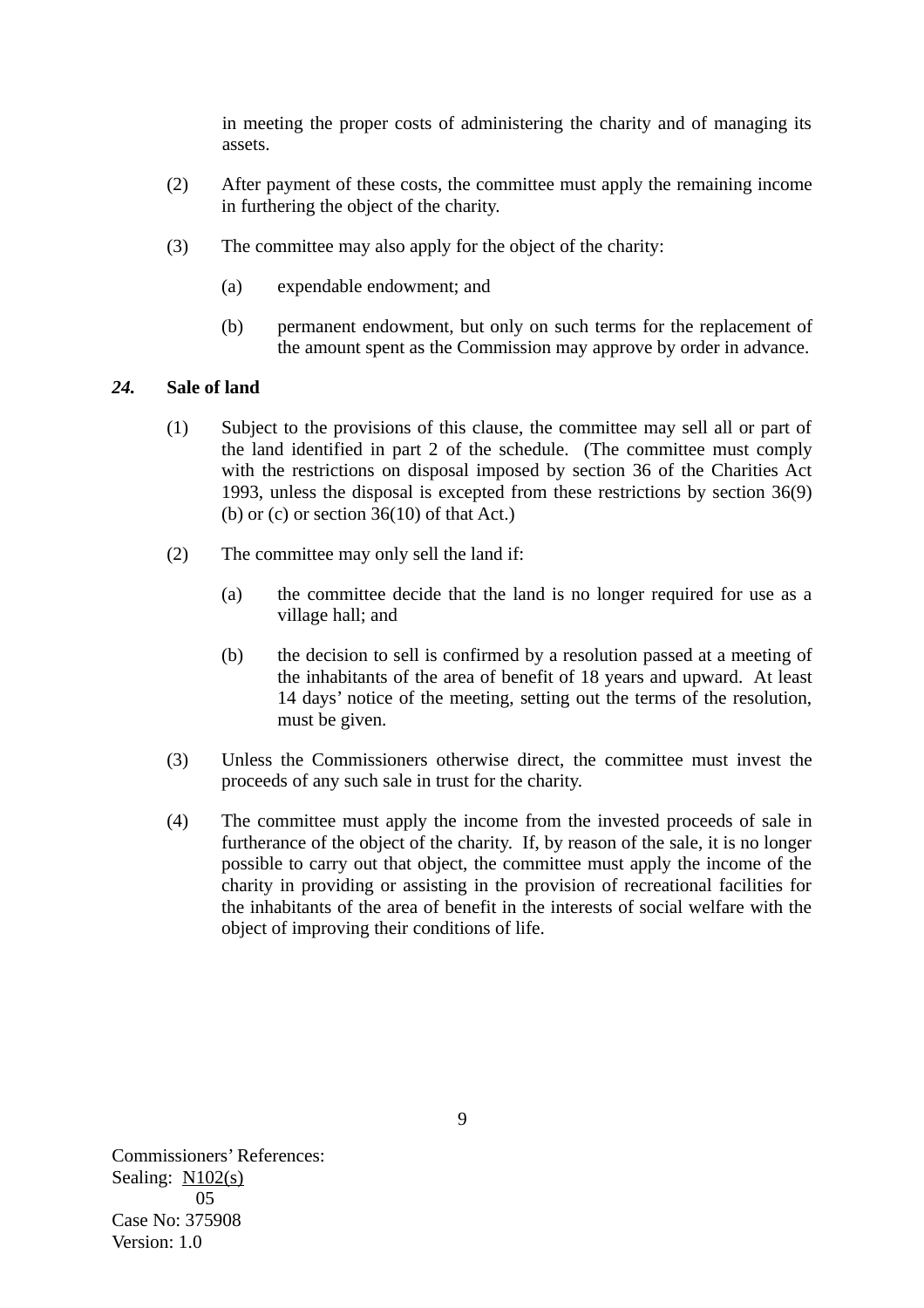in meeting the proper costs of administering the charity and of managing its assets.

(2) After payment of these costs, the committee must apply the remaining income in furthering the object of the charity.

(3) The committee may also apply for the object of the charity:

(a) expendable endowment; and

(b) permanent endowment, but only on such terms for the replacement of the amount spent as the Commission may approve by order in advance.

### *24.* Sale of land

(1) Subject to the provisions of this clause, the committee may sell all or part of the land identified in part 2 of the schedule. (The committee must comply with the restrictions on disposal imposed by section 36 of the Charities Act 1993, unless the disposal is excepted from these restrictions by section 36(9) (b) or (c) or section 36(10) of that Act.)

(2) The committee may only sell the land if:

(a) the committee decide that the land is no longer required for use as a village hall; and

(b) the decision to sell is confirmed by a resolution passed at a meeting of the inhabitants of the area of benefit of 18 years and upward. At least 14 days' notice of the meeting, setting out the terms of the resolution, must be given.

(3) Unless the Commissioners otherwise direct, the committee must invest the proceeds of any such sale in trust for the charity.

(4) The committee must apply the income from the invested proceeds of sale in furtherance of the object of the charity. If, by reason of the sale, it is no longer possible to carry out that object, the committee must apply the income of the charity in providing or assisting in the provision of recreational facilities for the inhabitants of the area of benefit in the interests of social welfare with the object of improving their conditions of life.

Commissioners' References:
Sealing: N102(s)
05
Case No: 375908
Version: 1.0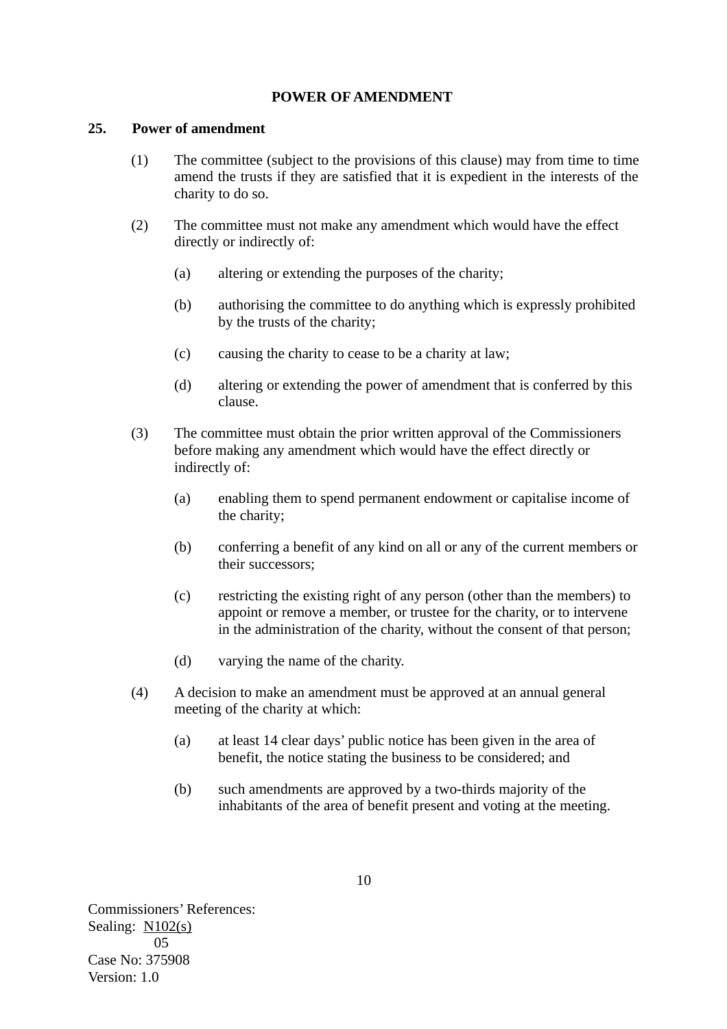## POWER OF AMENDMENT

### 25. Power of amendment

(1) The committee (subject to the provisions of this clause) may from time to time amend the trusts if they are satisfied that it is expedient in the interests of the charity to do so.

(2) The committee must not make any amendment which would have the effect directly or indirectly of:

- (a) altering or extending the purposes of the charity;
- (b) authorising the committee to do anything which is expressly prohibited by the trusts of the charity;
- (c) causing the charity to cease to be a charity at law;
- (d) altering or extending the power of amendment that is conferred by this clause.

(3) The committee must obtain the prior written approval of the Commissioners before making any amendment which would have the effect directly or indirectly of:

- (a) enabling them to spend permanent endowment or capitalise income of the charity;
- (b) conferring a benefit of any kind on all or any of the current members or their successors;
- (c) restricting the existing right of any person (other than the members) to appoint or remove a member, or trustee for the charity, or to intervene in the administration of the charity, without the consent of that person;
- (d) varying the name of the charity.

(4) A decision to make an amendment must be approved at an annual general meeting of the charity at which:

- (a) at least 14 clear days' public notice has been given in the area of benefit, the notice stating the business to be considered; and
- (b) such amendments are approved by a two-thirds majority of the inhabitants of the area of benefit present and voting at the meeting.

Commissioners' References:
Sealing: N102(s)
05
Case No: 375908
Version: 1.0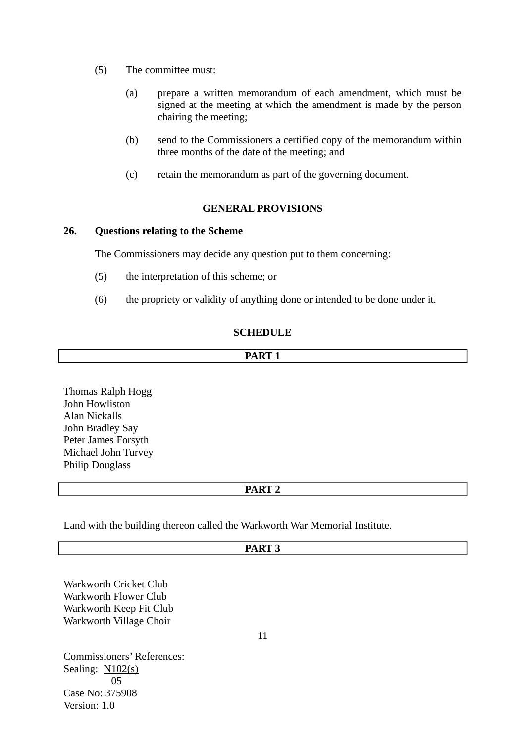(5) The committee must:

(a) prepare a written memorandum of each amendment, which must be signed at the meeting at which the amendment is made by the person chairing the meeting;

(b) send to the Commissioners a certified copy of the memorandum within three months of the date of the meeting; and

(c) retain the memorandum as part of the governing document.

## GENERAL PROVISIONS

**26. Questions relating to the Scheme**

The Commissioners may decide any question put to them concerning:

(5) the interpretation of this scheme; or

(6) the propriety or validity of anything done or intended to be done under it.

## SCHEDULE

**PART 1**

Thomas Ralph Hogg
John Howliston
Alan Nickalls
John Bradley Say
Peter James Forsyth
Michael John Turvey
Philip Douglass

**PART 2**

Land with the building thereon called the Warkworth War Memorial Institute.

**PART 3**

Warkworth Cricket Club
Warkworth Flower Club
Warkworth Keep Fit Club
Warkworth Village Choir

Commissioners' References:
Sealing: N102(s)
05
Case No: 375908
Version: 1.0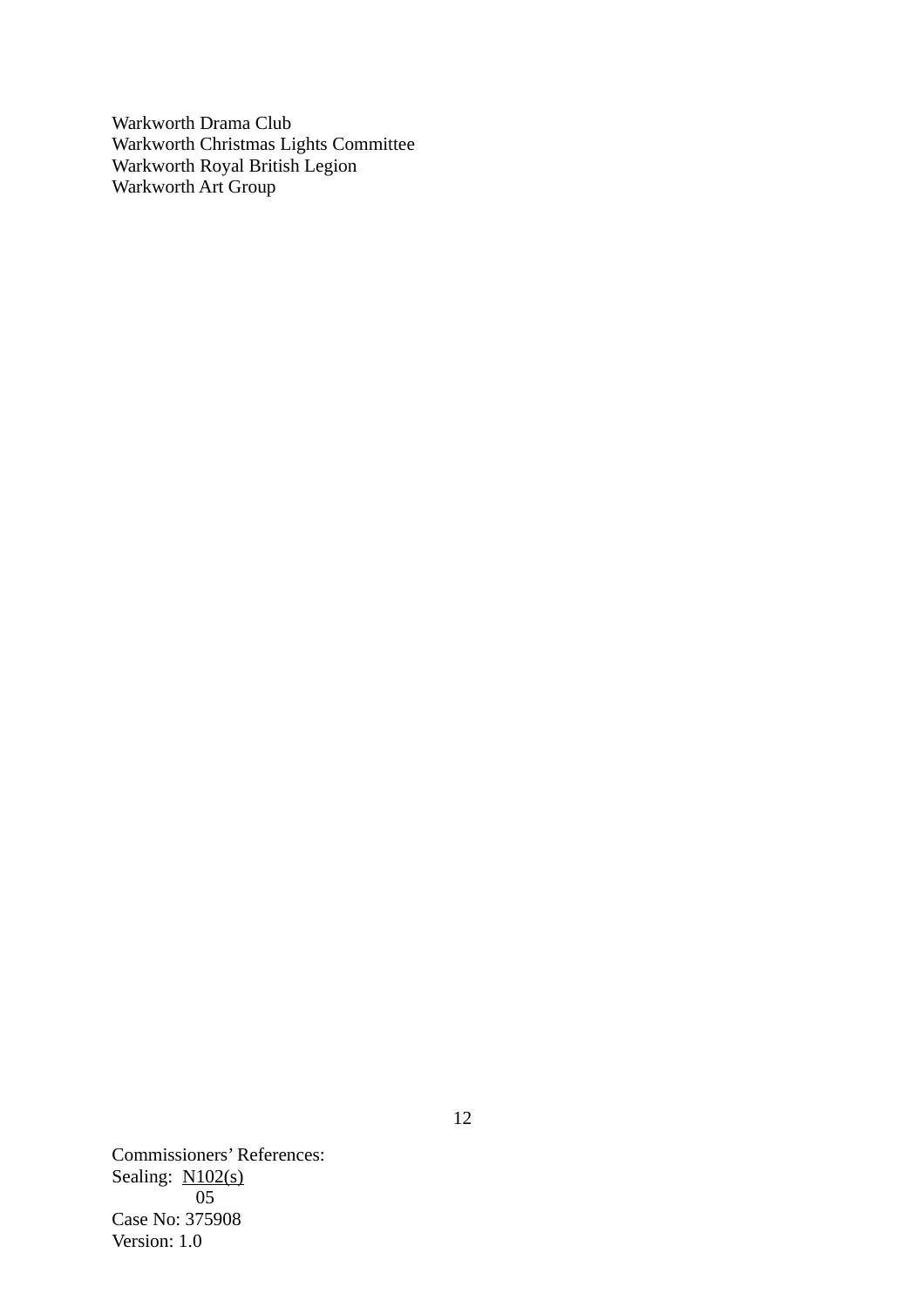Warkworth Drama Club
Warkworth Christmas Lights Committee
Warkworth Royal British Legion
Warkworth Art Group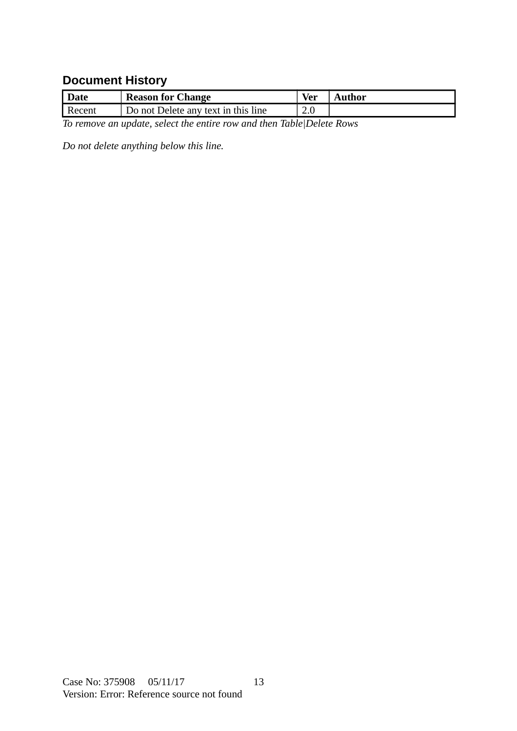## Document History

| Date | Reason for Change | Ver | Author |
|---|---|---|---|
| Recent | Do not Delete any text in this line | 2.0 | |

*To remove an update, select the entire row and then Table|Delete Rows*

*Do not delete anything below this line.*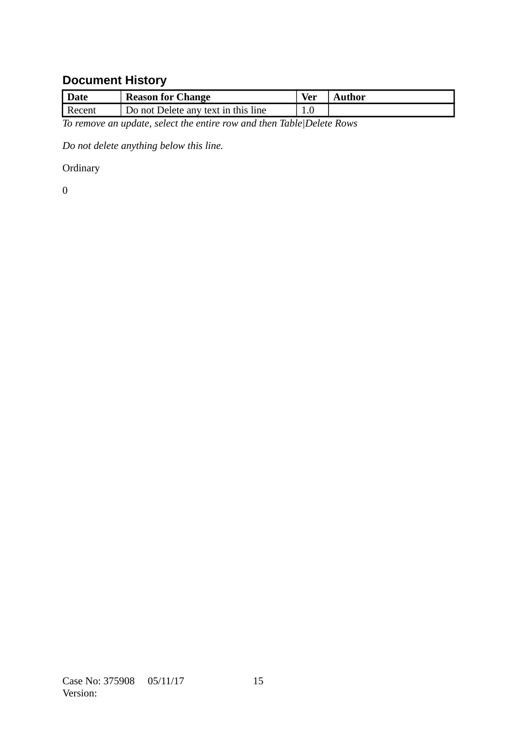## Document History

| Date | Reason for Change | Ver | Author |
|---|---|---|---|
| Recent | Do not Delete any text in this line | 1.0 | |

*To remove an update, select the entire row and then Table|Delete Rows*

*Do not delete anything below this line.*

Ordinary

0